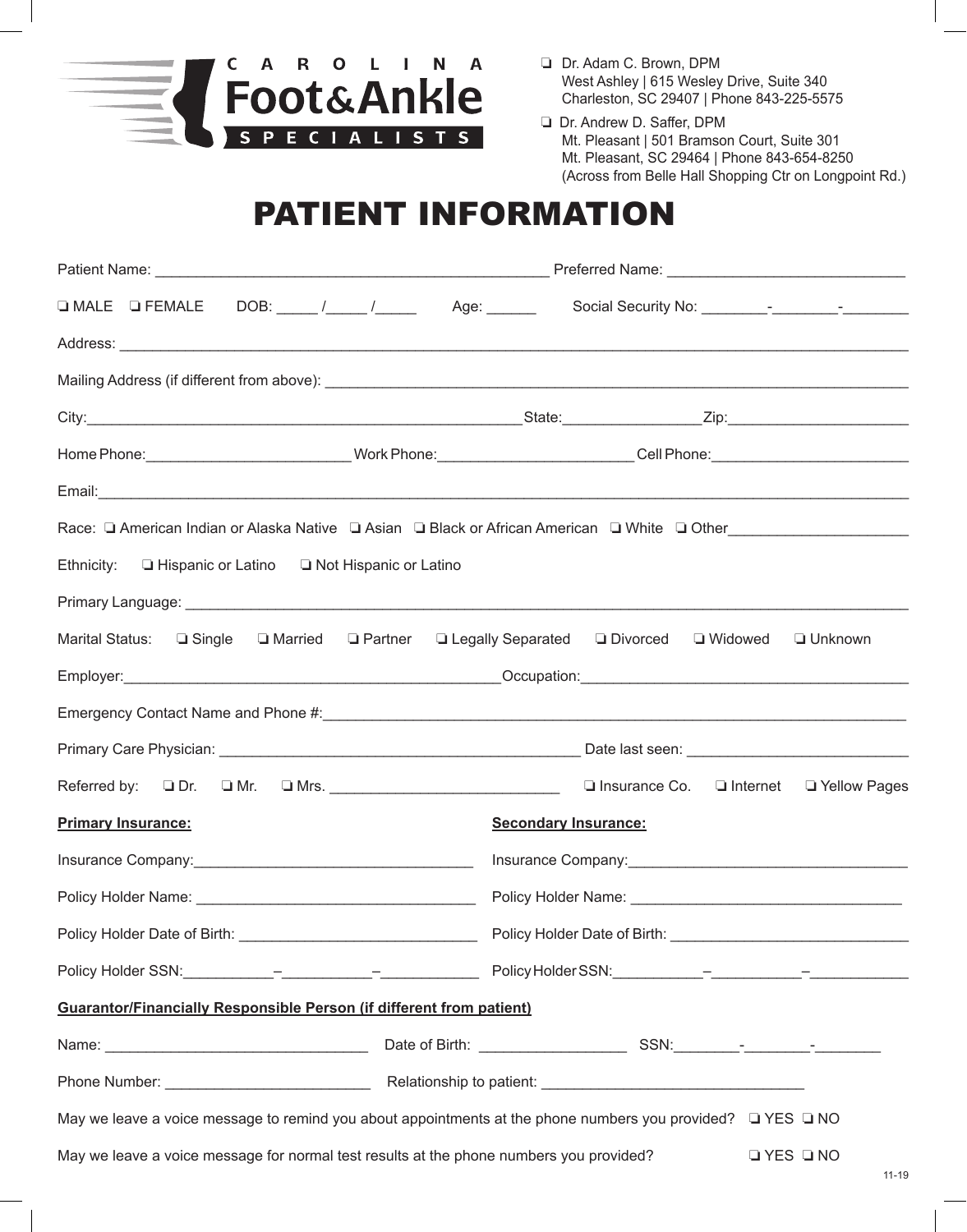CAROLINA Foot & Ankle SPECIALISTS

❏ Dr. Adam C. Brown, DPM
West Ashley | 615 Wesley Drive, Suite 340
Charleston, SC 29407 | Phone 843-225-5575

❏ Dr. Andrew D. Saffer, DPM
Mt. Pleasant | 501 Bramson Court, Suite 301
Mt. Pleasant, SC 29464 | Phone 843-654-8250
(Across from Belle Hall Shopping Ctr on Longpoint Rd.)

# PATIENT INFORMATION

Patient Name: ______________________________ Preferred Name: ______________________________

❏ MALE ❏ FEMALE DOB: _____ /_____ /_____ Age: ______ Social Security No: ________-________-________

Address: ____________________________________________________________

Mailing Address (if different from above): ____________________________________________________________

City: ______________________________ State: _________________ Zip: ______________________

Home Phone: _________________________ Work Phone: ________________________ Cell Phone: ________________________

Email: ____________________________________________________________

Race: ❏ American Indian or Alaska Native ❏ Asian ❏ Black or African American ❏ White ❏ Other ______________________

Ethnicity: ❏ Hispanic or Latino ❏ Not Hispanic or Latino

Primary Language: ____________________________________________________________

Marital Status: ❏ Single ❏ Married ❏ Partner ❏ Legally Separated ❏ Divorced ❏ Widowed ❏ Unknown

Employer: ______________________________ Occupation: ______________________________

Emergency Contact Name and Phone #: ____________________________________________________________

Primary Care Physician: ______________________________ Date last seen: ___________________________

Referred by: ❏ Dr. ❏ Mr. ❏ Mrs. ____________________________ ❏ Insurance Co. ❏ Internet ❏ Yellow Pages

**Primary Insurance:**

Insurance Company: __________________________________

Policy Holder Name: __________________________________

Policy Holder Date of Birth: _____________________________

Policy Holder SSN: ___________–___________–____________

**Secondary Insurance:**

Insurance Company: __________________________________

Policy Holder Name: _________________________________

Policy Holder Date of Birth: _____________________________

Policy Holder SSN: ___________–___________–____________

**Guarantor/Financially Responsible Person (if different from patient)**

Name: ________________________________ Date of Birth: __________________ SSN: ________-________-________

Phone Number: _________________________ Relationship to patient: ________________________________

May we leave a voice message to remind you about appointments at the phone numbers you provided? ❏ YES ❏ NO

May we leave a voice message for normal test results at the phone numbers you provided? ❏ YES ❏ NO

11-19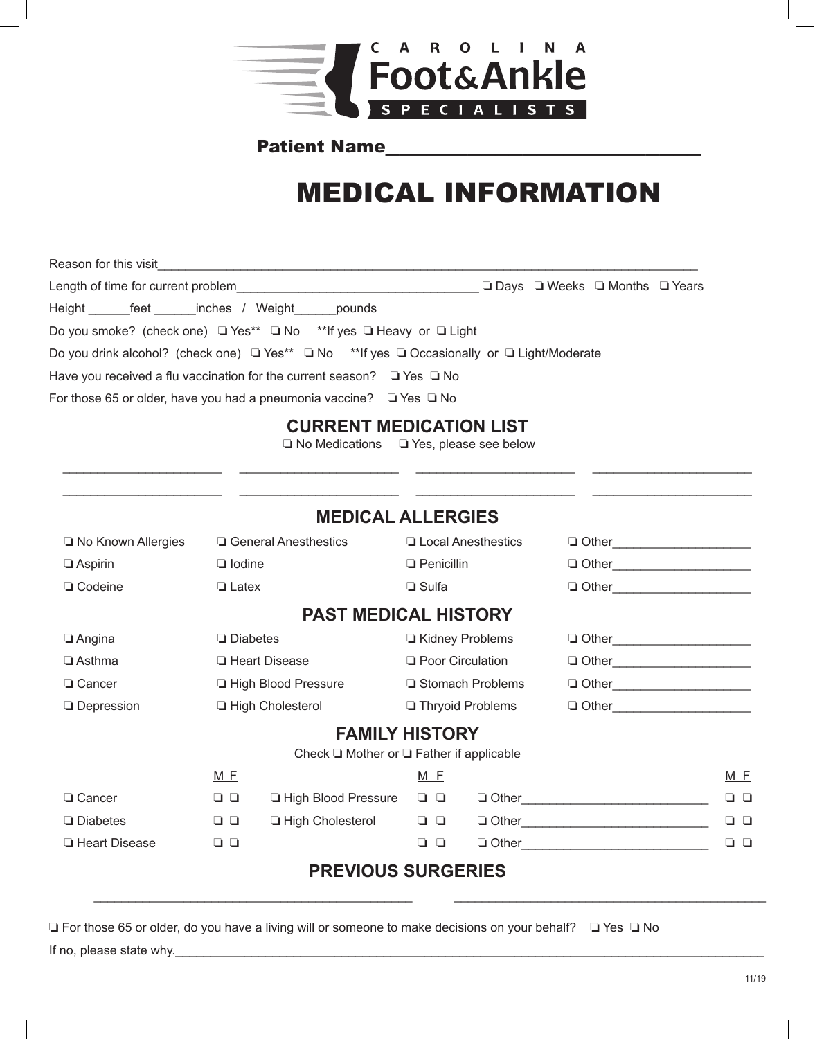CAROLINA
Foot&Ankle
SPECIALISTS

**Patient Name**___________________________________

# MEDICAL INFORMATION

Reason for this visit_______________________________________________________________________________

Length of time for current problem___________________________________ ❑ Days ❑ Weeks ❑ Months ❑ Years

Height ______feet ______inches / Weight______pounds

Do you smoke? (check one) ❑ Yes** ❑ No **If yes ❑ Heavy or ❑ Light

Do you drink alcohol? (check one) ❑ Yes** ❑ No **If yes ❑ Occasionally or ❑ Light/Moderate

Have you received a flu vaccination for the current season? ❑ Yes ❑ No

For those 65 or older, have you had a pneumonia vaccine? ❑ Yes ❑ No

## CURRENT MEDICATION LIST

❑ No Medications ❑ Yes, please see below

______________________ ______________________ ______________________ ______________________

______________________ ______________________ ______________________ ______________________

## MEDICAL ALLERGIES

| | | | |
|---|---|---|---|
| ❑ No Known Allergies | ❑ General Anesthestics | ❑ Local Anesthestics | ❑ Other____________________ |
| ❑ Aspirin | ❑ Iodine | ❑ Penicillin | ❑ Other____________________ |
| ❑ Codeine | ❑ Latex | ❑ Sulfa | ❑ Other____________________ |

## PAST MEDICAL HISTORY

| | | | |
|---|---|---|---|
| ❑ Angina | ❑ Diabetes | ❑ Kidney Problems | ❑ Other____________________ |
| ❑ Asthma | ❑ Heart Disease | ❑ Poor Circulation | ❑ Other____________________ |
| ❑ Cancer | ❑ High Blood Pressure | ❑ Stomach Problems | ❑ Other____________________ |
| ❑ Depression | ❑ High Cholesterol | ❑ Thryoid Problems | ❑ Other____________________ |

## FAMILY HISTORY

Check ❑ Mother or ❑ Father if applicable

| | M F | | M F | | M F |
|---|---|---|---|---|---|
| ❑ Cancer | ❑ ❑ | ❑ High Blood Pressure | ❑ ❑ | ❑ Other___________________________ | ❑ ❑ |
| ❑ Diabetes | ❑ ❑ | ❑ High Cholesterol | ❑ ❑ | ❑ Other___________________________ | ❑ ❑ |
| ❑ Heart Disease | ❑ ❑ | | ❑ ❑ | ❑ Other___________________________ | ❑ ❑ |

## PREVIOUS SURGERIES

_____________________________________________ _____________________________________________

❑ For those 65 or older, do you have a living will or someone to make decisions on your behalf? ❑ Yes ❑ No

If no, please state why.___________________________________________________________________________________

11/19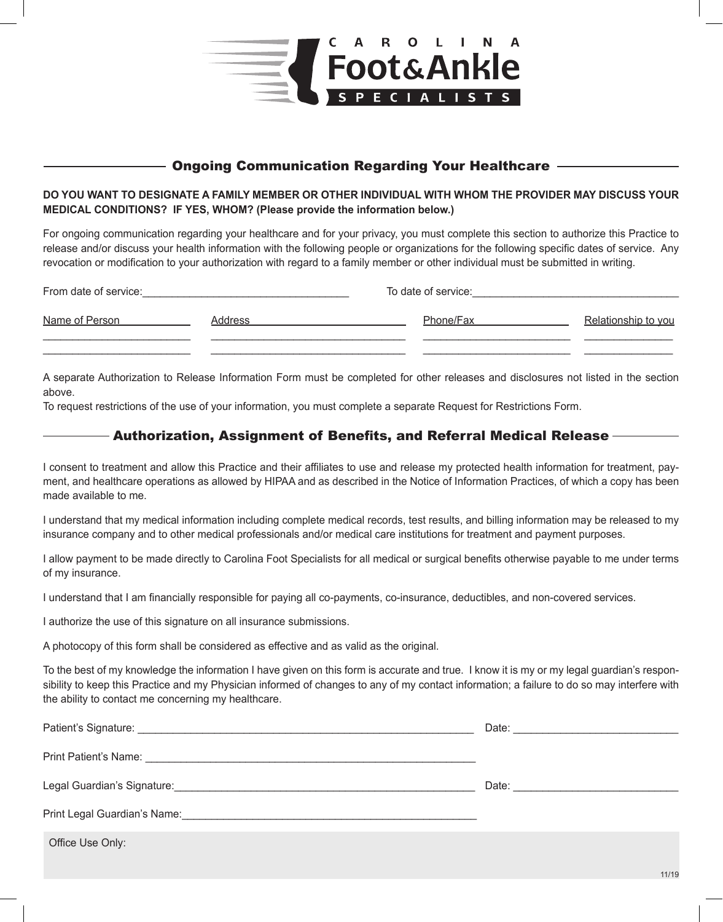CAROLINA Foot&Ankle SPECIALISTS

## Ongoing Communication Regarding Your Healthcare

**DO YOU WANT TO DESIGNATE A FAMILY MEMBER OR OTHER INDIVIDUAL WITH WHOM THE PROVIDER MAY DISCUSS YOUR MEDICAL CONDITIONS? IF YES, WHOM? (Please provide the information below.)**

For ongoing communication regarding your healthcare and for your privacy, you must complete this section to authorize this Practice to release and/or discuss your health information with the following people or organizations for the following specific dates of service. Any revocation or modification to your authorization with regard to a family member or other individual must be submitted in writing.

From date of service:__________________________________ To date of service:__________________________________

| Name of Person | Address | Phone/Fax | Relationship to you |
|---|---|---|---|
| | | | |
| | | | |

A separate Authorization to Release Information Form must be completed for other releases and disclosures not listed in the section above.

To request restrictions of the use of your information, you must complete a separate Request for Restrictions Form.

## Authorization, Assignment of Benefits, and Referral Medical Release

I consent to treatment and allow this Practice and their affiliates to use and release my protected health information for treatment, payment, and healthcare operations as allowed by HIPAA and as described in the Notice of Information Practices, of which a copy has been made available to me.

I understand that my medical information including complete medical records, test results, and billing information may be released to my insurance company and to other medical professionals and/or medical care institutions for treatment and payment purposes.

I allow payment to be made directly to Carolina Foot Specialists for all medical or surgical benefits otherwise payable to me under terms of my insurance.

I understand that I am financially responsible for paying all co-payments, co-insurance, deductibles, and non-covered services.

I authorize the use of this signature on all insurance submissions.

A photocopy of this form shall be considered as effective and as valid as the original.

To the best of my knowledge the information I have given on this form is accurate and true. I know it is my or my legal guardian's responsibility to keep this Practice and my Physician informed of changes to any of my contact information; a failure to do so may interfere with the ability to contact me concerning my healthcare.

Patient's Signature: ____________________________________________ Date: ____________________

Print Patient's Name: ____________________________________________

Legal Guardian's Signature:____________________________________________ Date: ____________________

Print Legal Guardian's Name:____________________________________________

Office Use Only:

11/19